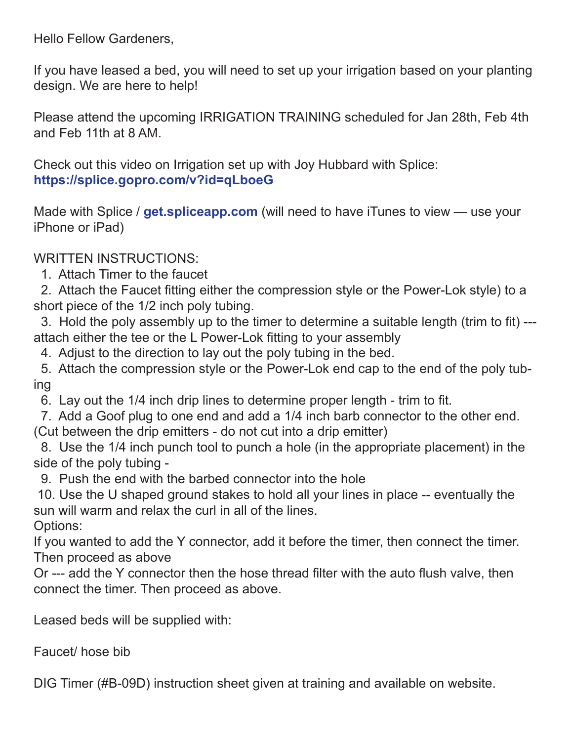Hello Fellow Gardeners,

If you have leased a bed, you will need to set up your irrigation based on your planting design. We are here to help!

Please attend the upcoming IRRIGATION TRAINING scheduled for Jan 28th, Feb 4th and Feb 11th at 8 AM.

Check out this video on Irrigation set up with Joy Hubbard with Splice:
**https://splice.gopro.com/v?id=qLboeG**

Made with Splice / **get.spliceapp.com** (will need to have iTunes to view — use your iPhone or iPad)

WRITTEN INSTRUCTIONS:

1. Attach Timer to the faucet
2. Attach the Faucet fitting either the compression style or the Power-Lok style) to a short piece of the 1/2 inch poly tubing.
3. Hold the poly assembly up to the timer to determine a suitable length (trim to fit) --- attach either the tee or the L Power-Lok fitting to your assembly
4. Adjust to the direction to lay out the poly tubing in the bed.
5. Attach the compression style or the Power-Lok end cap to the end of the poly tubing
6. Lay out the 1/4 inch drip lines to determine proper length - trim to fit.
7. Add a Goof plug to one end and add a 1/4 inch barb connector to the other end. (Cut between the drip emitters - do not cut into a drip emitter)
8. Use the 1/4 inch punch tool to punch a hole (in the appropriate placement) in the side of the poly tubing -
9. Push the end with the barbed connector into the hole
10. Use the U shaped ground stakes to hold all your lines in place -- eventually the sun will warm and relax the curl in all of the lines.

Options:
If you wanted to add the Y connector, add it before the timer, then connect the timer. Then proceed as above
Or --- add the Y connector then the hose thread filter with the auto flush valve, then connect the timer. Then proceed as above.

Leased beds will be supplied with:

Faucet/ hose bib

DIG Timer (#B-09D) instruction sheet given at training and available on website.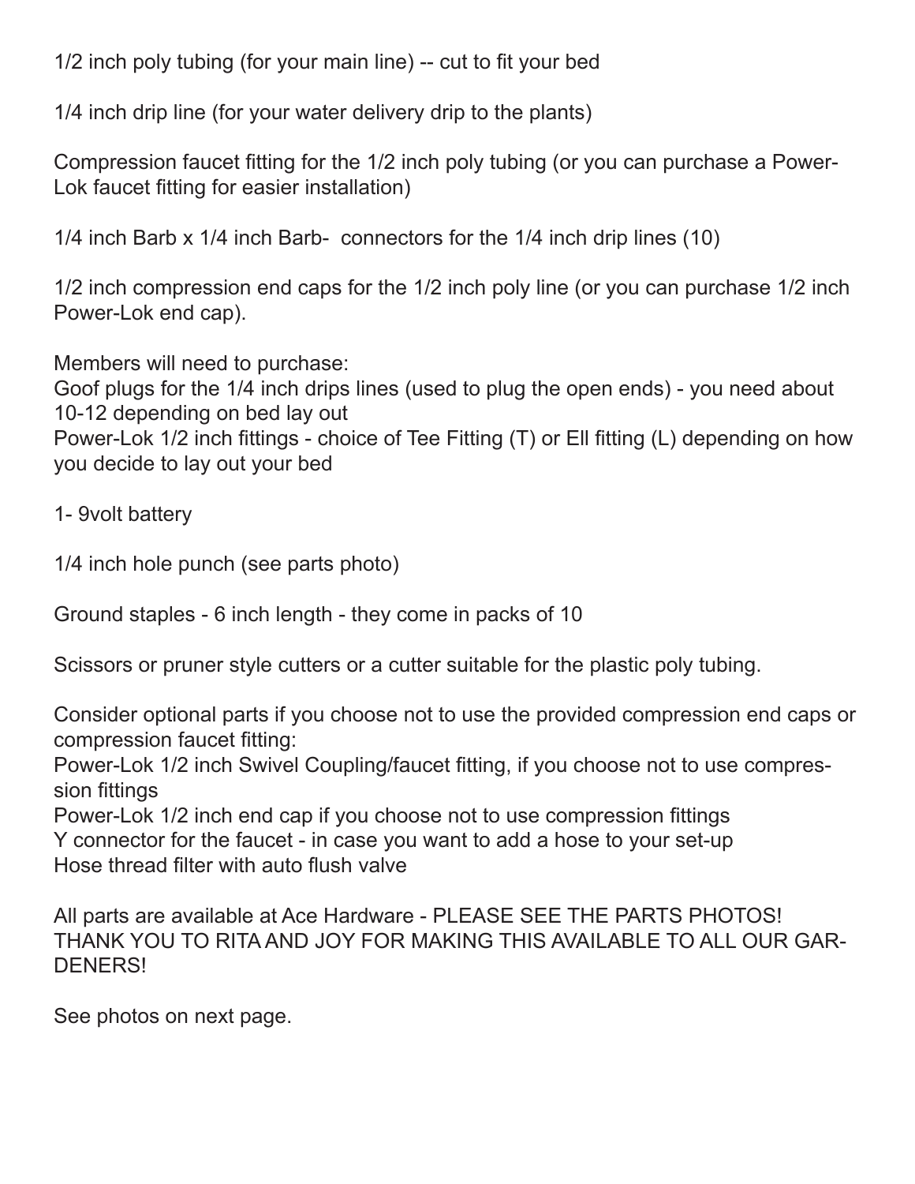1/2 inch poly tubing (for your main line) -- cut to fit your bed

1/4 inch drip line (for your water delivery drip to the plants)

Compression faucet fitting for the 1/2 inch poly tubing (or you can purchase a Power-Lok faucet fitting for easier installation)

1/4 inch Barb x 1/4 inch Barb- connectors for the 1/4 inch drip lines (10)

1/2 inch compression end caps for the 1/2 inch poly line (or you can purchase 1/2 inch Power-Lok end cap).

Members will need to purchase:
Goof plugs for the 1/4 inch drips lines (used to plug the open ends) - you need about 10-12 depending on bed lay out
Power-Lok 1/2 inch fittings - choice of Tee Fitting (T) or Ell fitting (L) depending on how you decide to lay out your bed

1- 9volt battery

1/4 inch hole punch (see parts photo)

Ground staples - 6 inch length - they come in packs of 10

Scissors or pruner style cutters or a cutter suitable for the plastic poly tubing.

Consider optional parts if you choose not to use the provided compression end caps or compression faucet fitting:
Power-Lok 1/2 inch Swivel Coupling/faucet fitting, if you choose not to use compression fittings
Power-Lok 1/2 inch end cap if you choose not to use compression fittings
Y connector for the faucet - in case you want to add a hose to your set-up
Hose thread filter with auto flush valve

All parts are available at Ace Hardware - PLEASE SEE THE PARTS PHOTOS!
THANK YOU TO RITA AND JOY FOR MAKING THIS AVAILABLE TO ALL OUR GARDENERS!

See photos on next page.